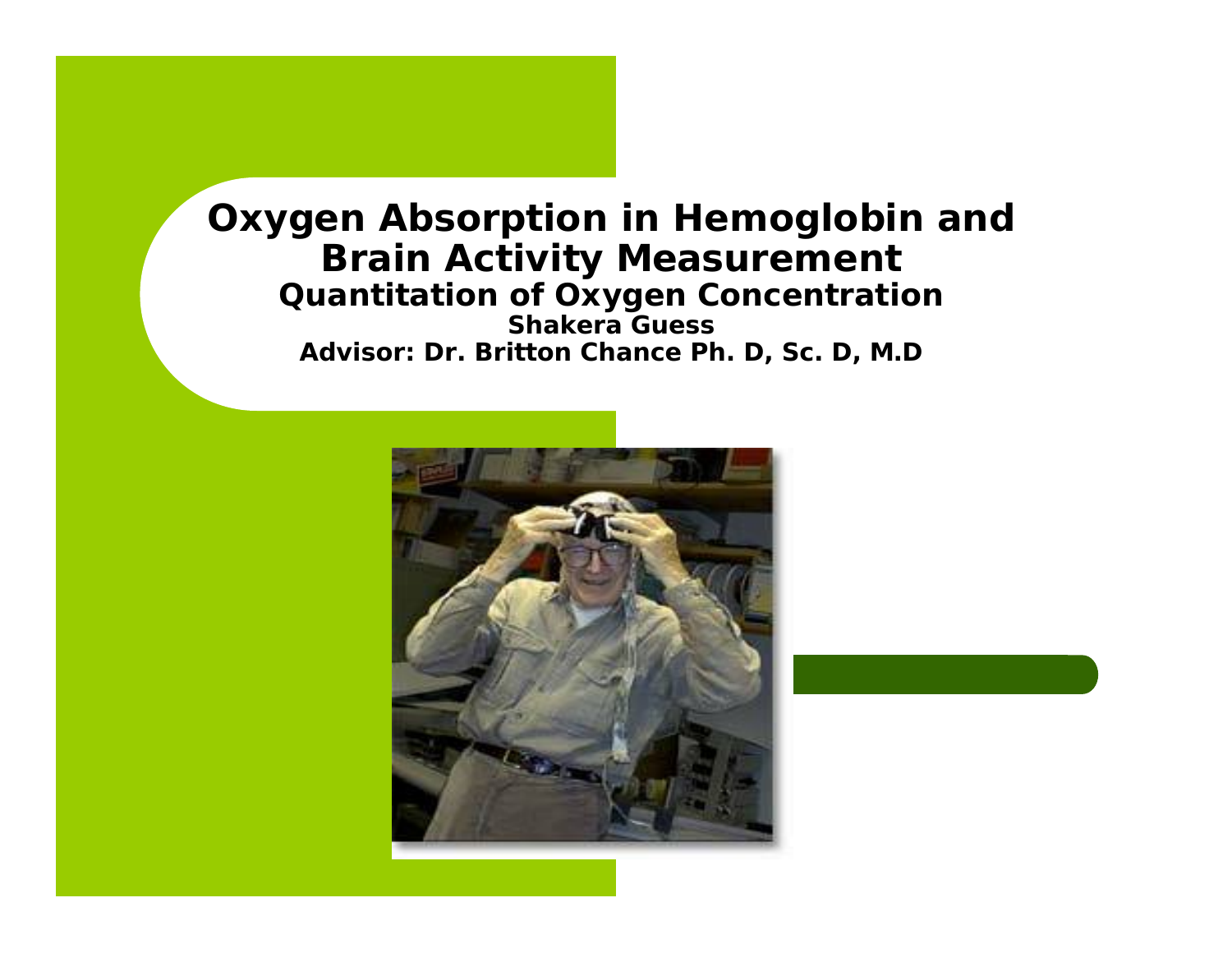# Oxygen Absorption in Hemoglobin and Brain Activity Measurement

## Quantitation of Oxygen Concentration

**Shakera Guess**

**Advisor: Dr. Britton Chance Ph. D, Sc. D, M.D**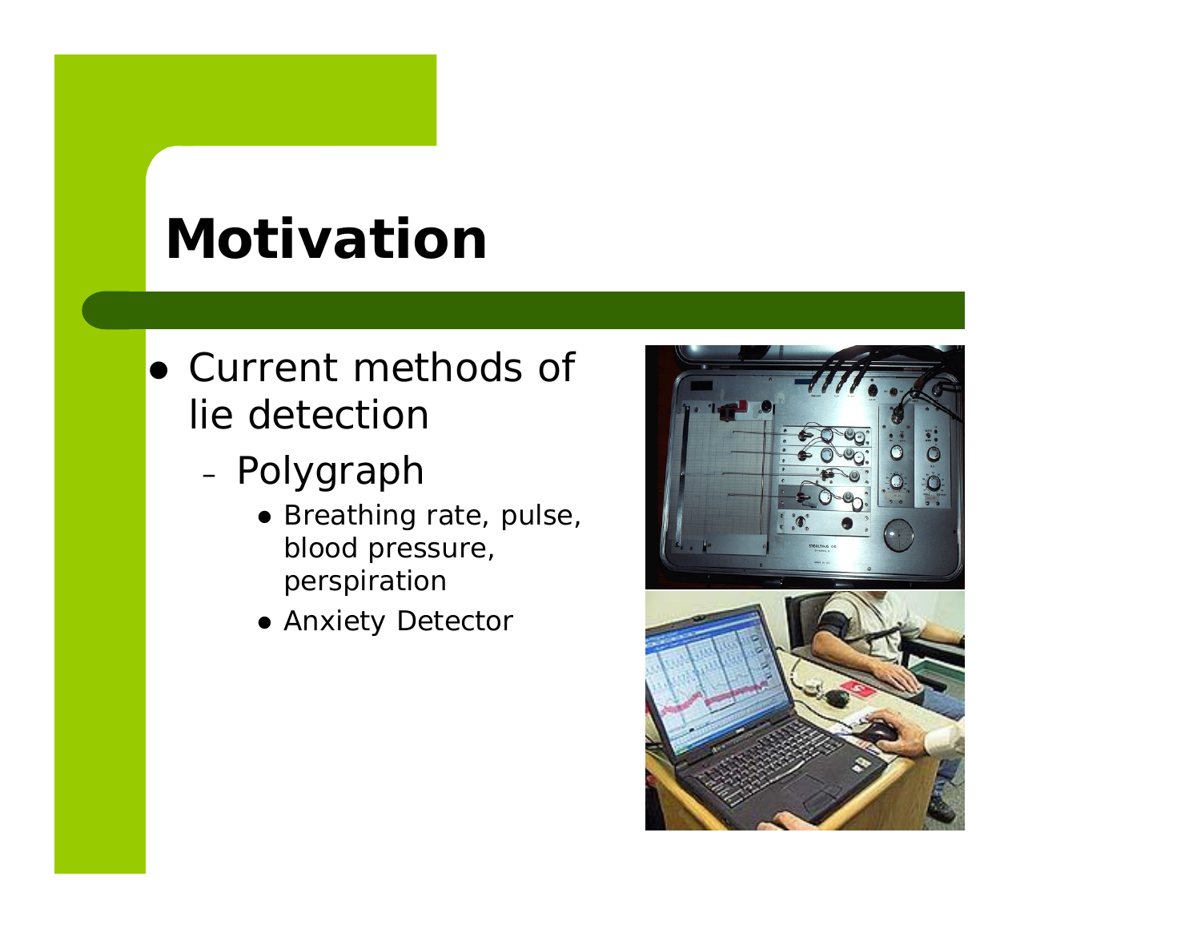# Motivation

- Current methods of lie detection
  - Polygraph
    - Breathing rate, pulse, blood pressure, perspiration
    - Anxiety Detector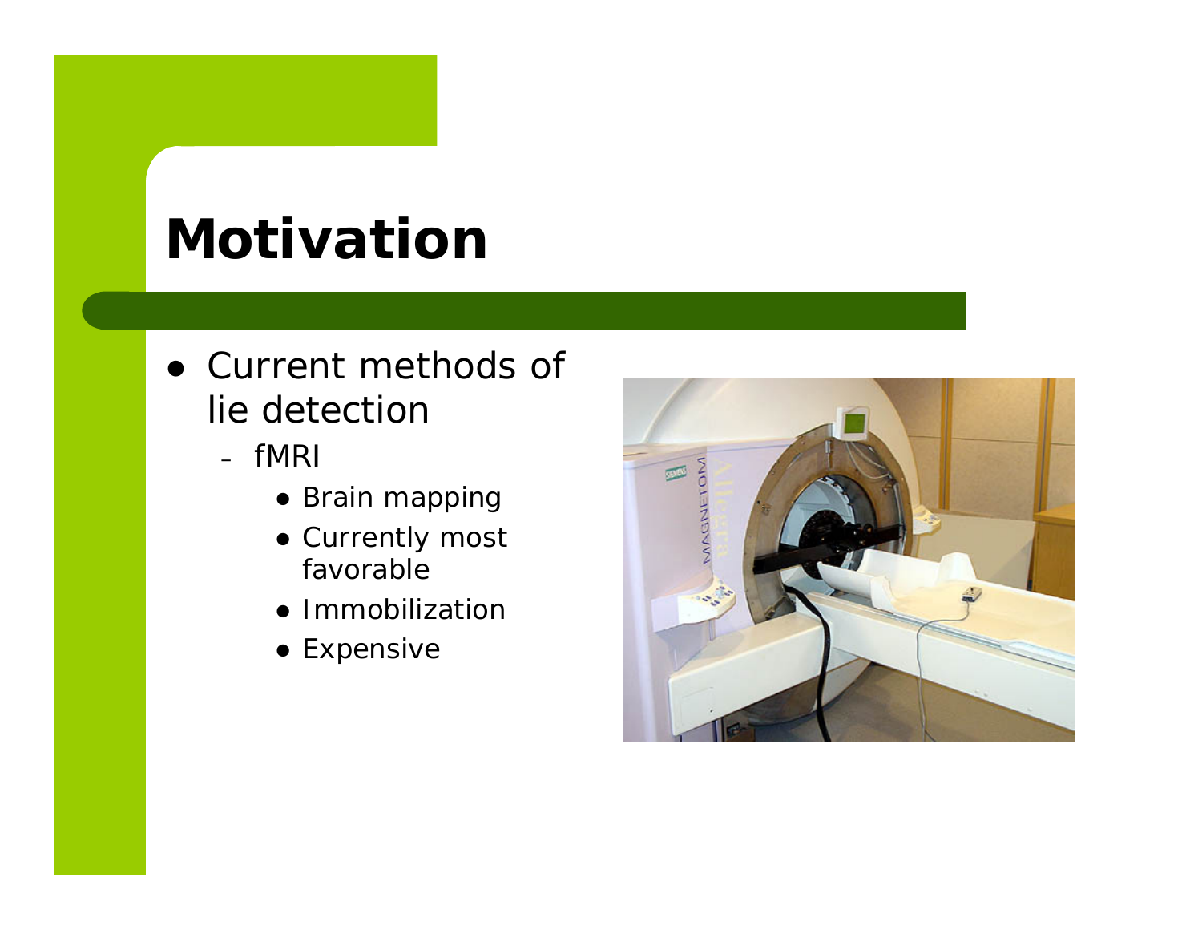# Motivation

- Current methods of lie detection
  - fMRI
    - Brain mapping
    - Currently most favorable
    - Immobilization
    - Expensive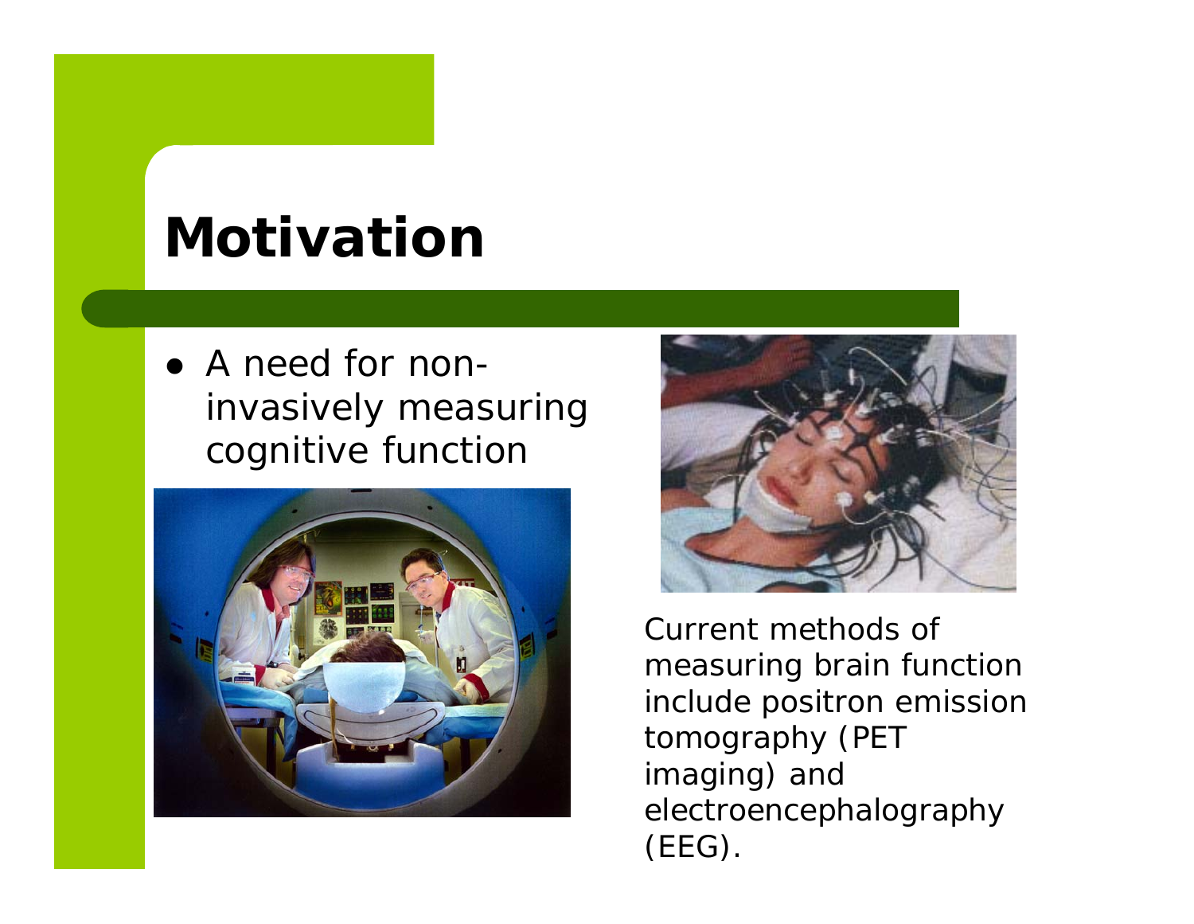# Motivation

- A need for non-invasively measuring cognitive function

Current methods of measuring brain function include positron emission tomography (PET imaging) and electroencephalography (EEG).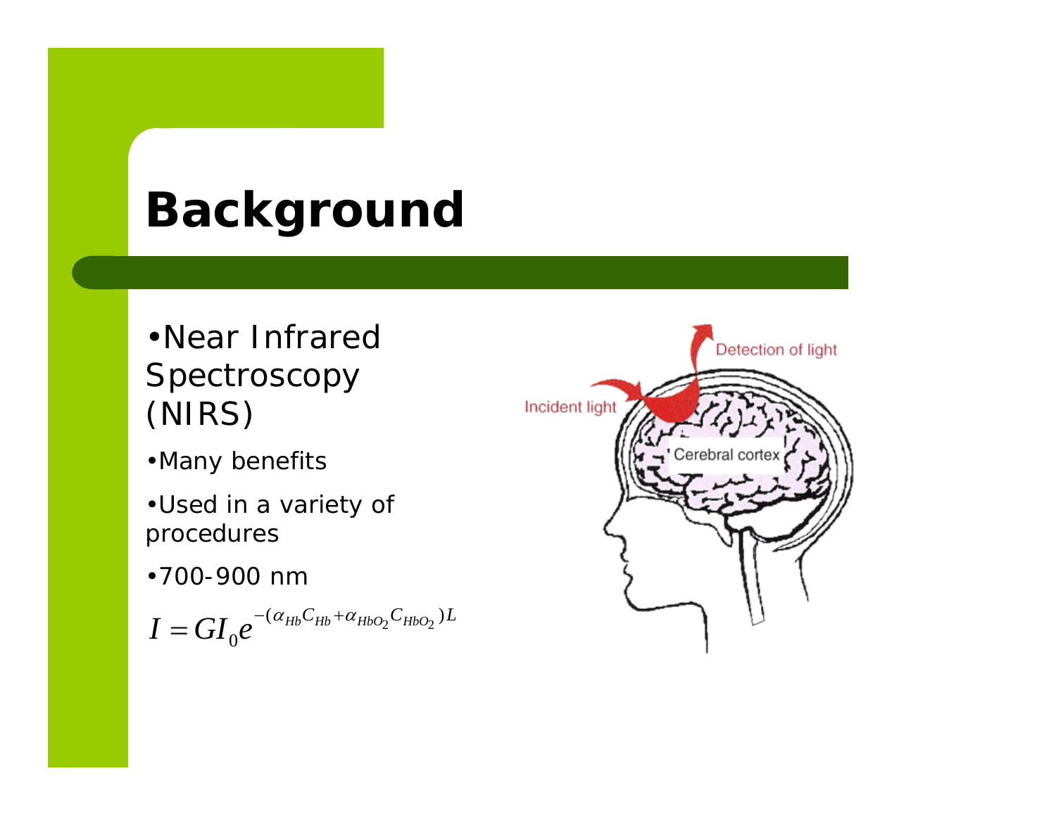# Background

- Near Infrared Spectroscopy (NIRS)
- Many benefits
- Used in a variety of procedures
- 700-900 nm

$$I = GI_0 e^{-(\alpha_{Hb} C_{Hb} + \alpha_{HbO_2} C_{HbO_2})L}$$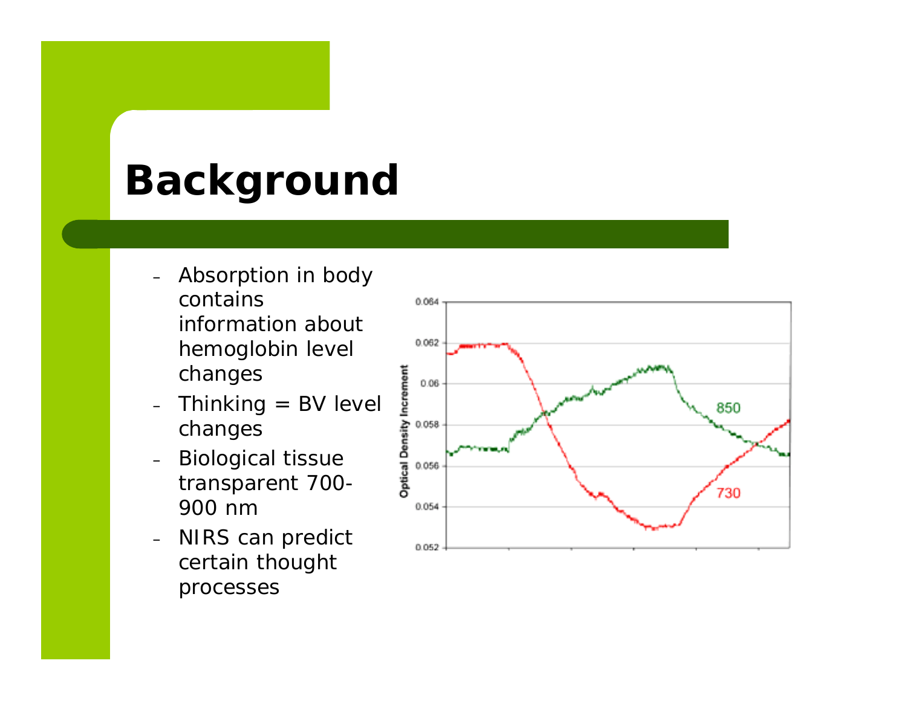# Background

- Absorption in body contains information about hemoglobin level changes
- Thinking = BV level changes
- Biological tissue transparent 700-900 nm
- NIRS can predict certain thought processes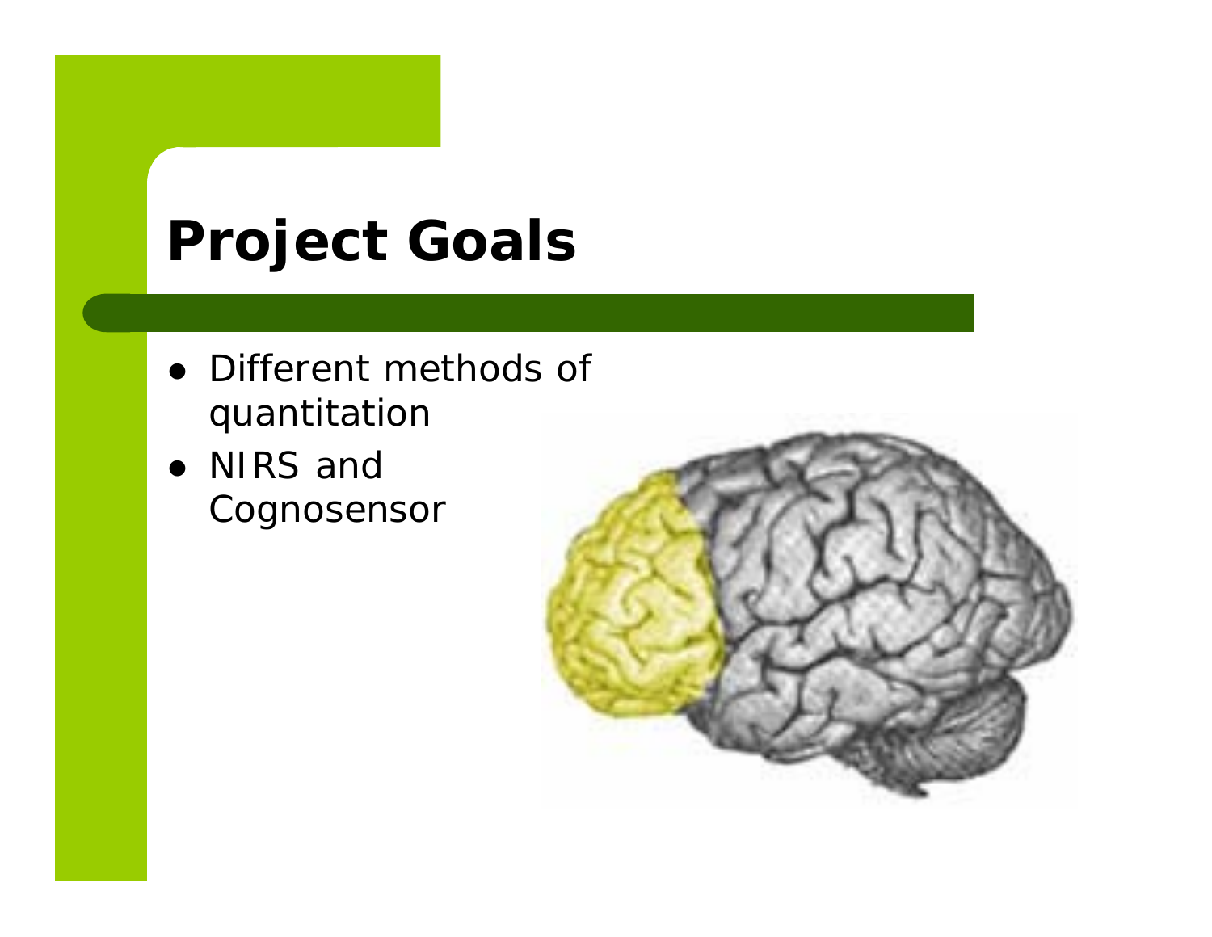# Project Goals

- Different methods of quantitation
- NIRS and Cognosensor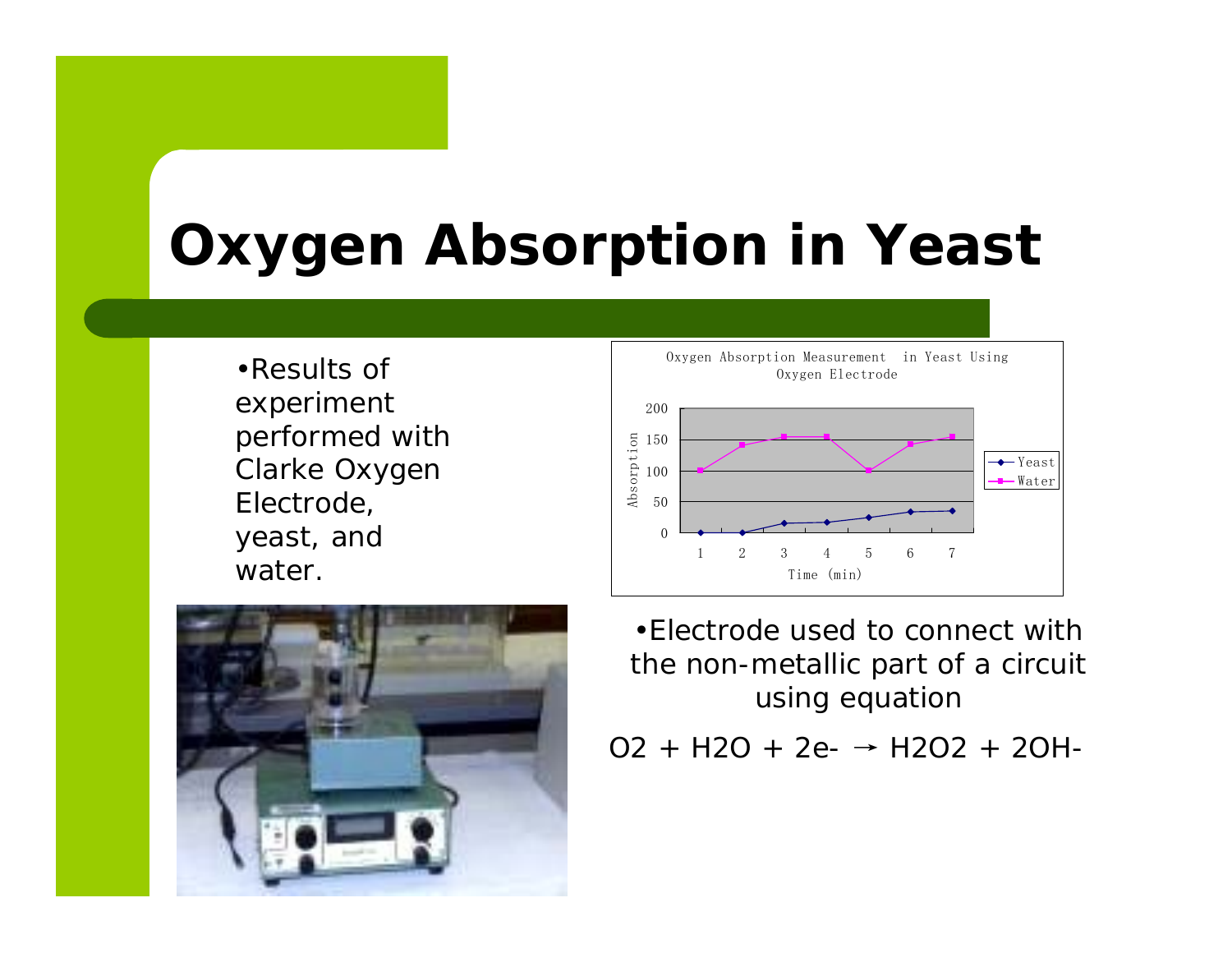# Oxygen Absorption in Yeast

- Results of experiment performed with Clarke Oxygen Electrode, yeast, and water.

- Electrode used to connect with the non-metallic part of a circuit using equation

$$O_2 + H_2O + 2e^- \rightarrow H_2O_2 + 2OH^-$$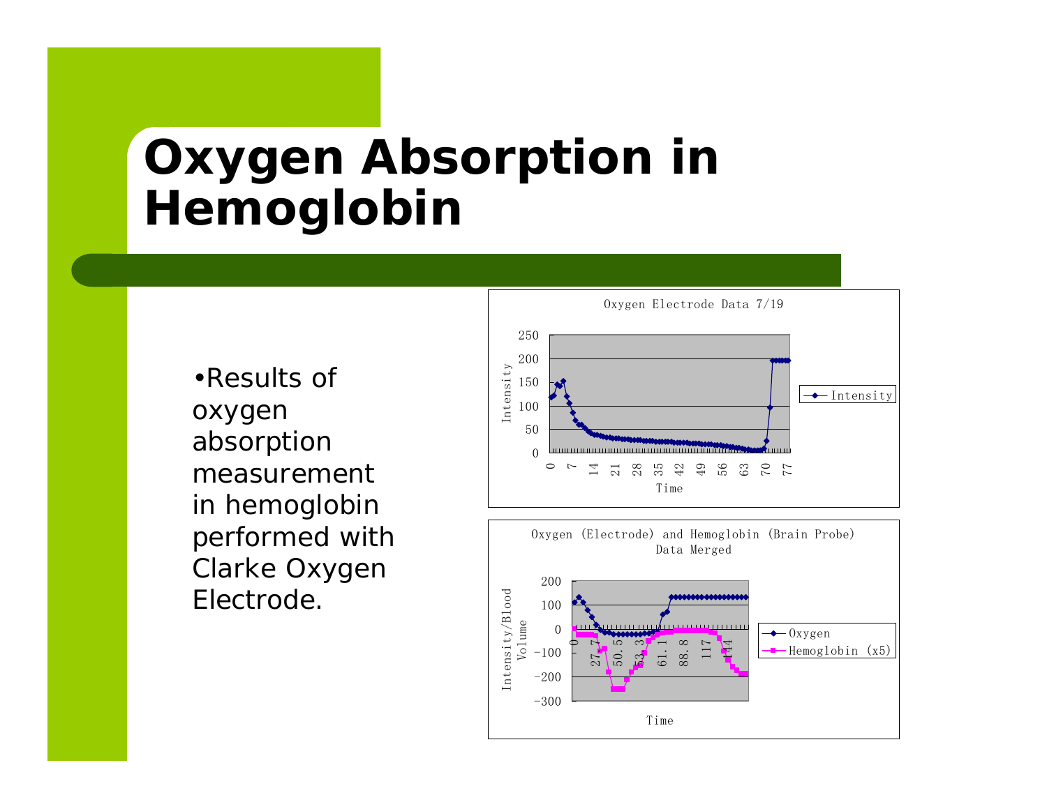# Oxygen Absorption in Hemoglobin

- Results of oxygen absorption measurement in hemoglobin performed with Clarke Oxygen Electrode.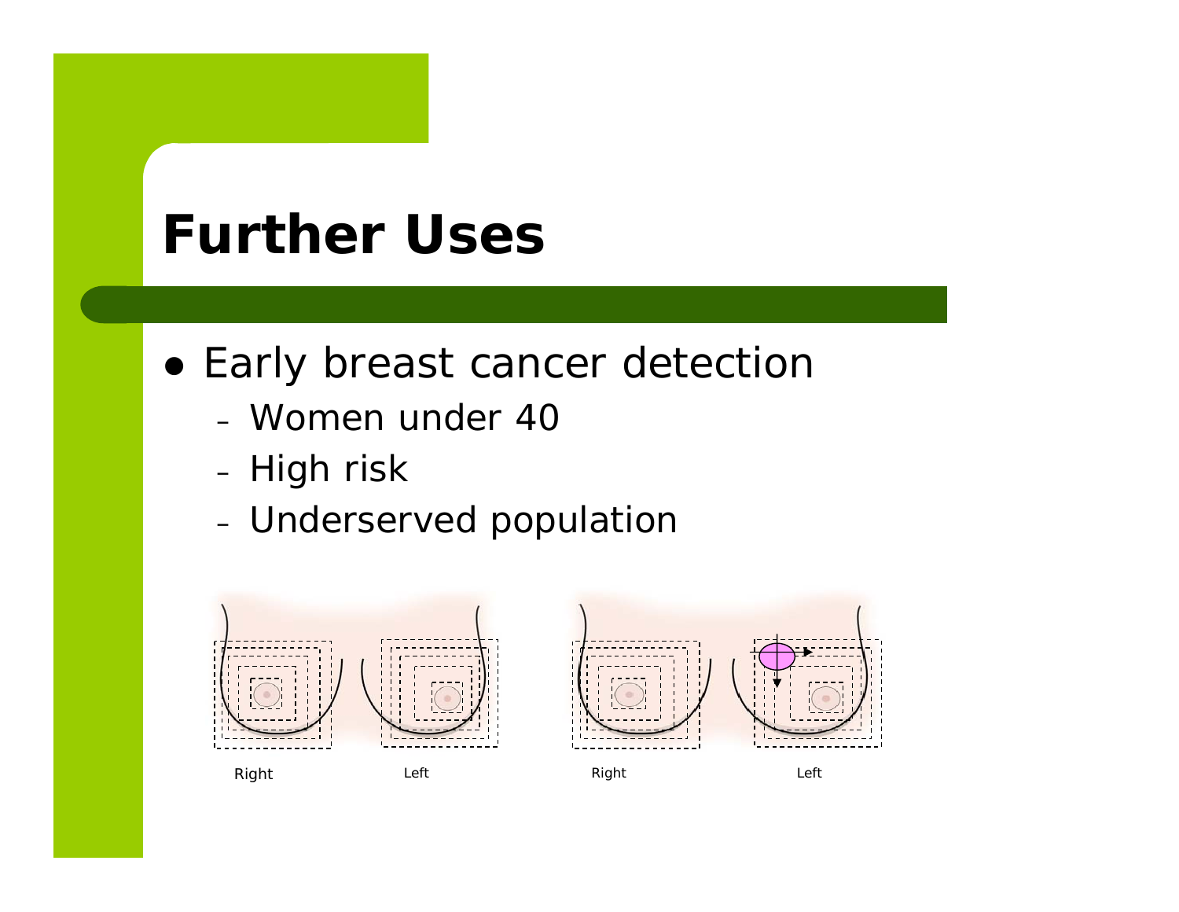# Further Uses

- Early breast cancer detection
  - Women under 40
  - High risk
  - Underserved population

Right Left Right Left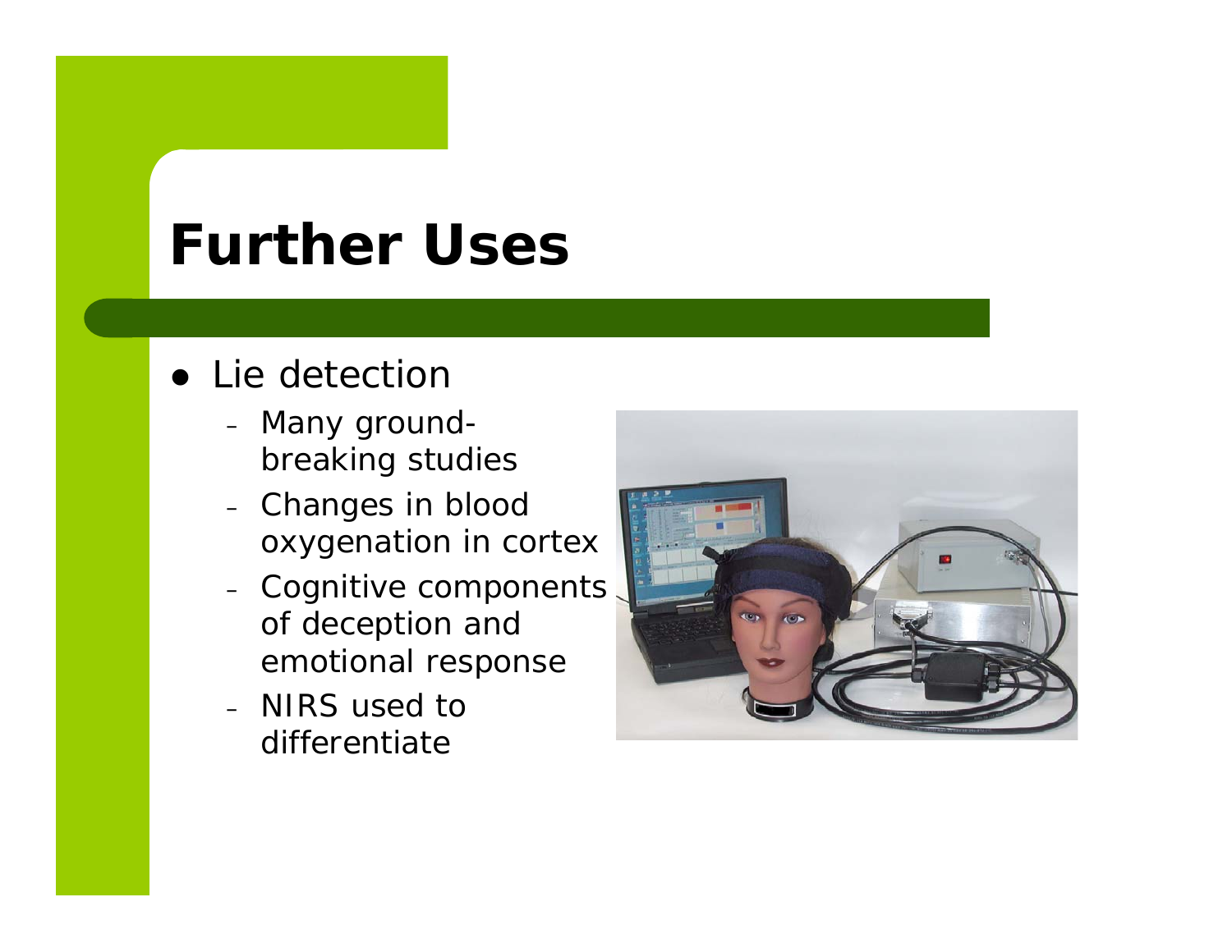# Further Uses

- Lie detection
  - Many ground-breaking studies
  - Changes in blood oxygenation in cortex
  - Cognitive components of deception and emotional response
  - NIRS used to differentiate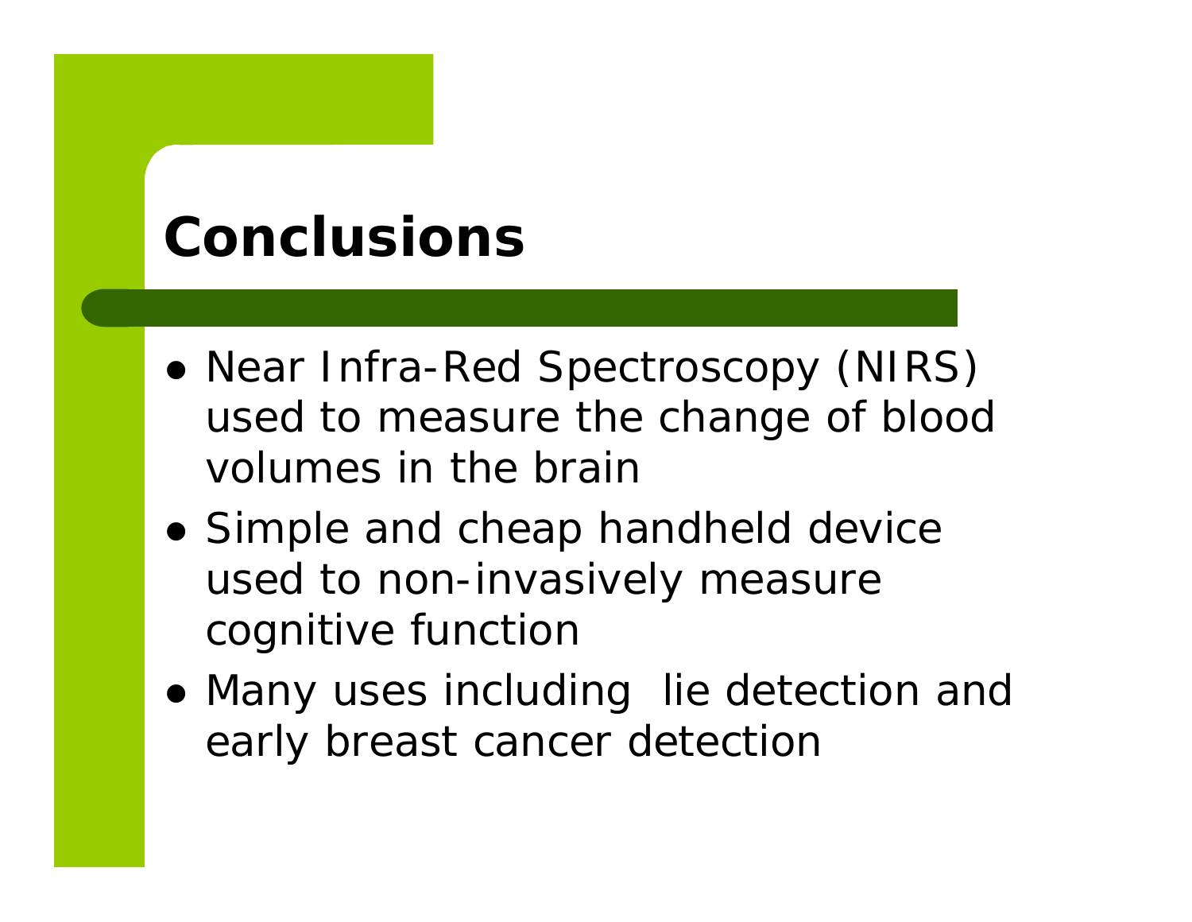# Conclusions

- Near Infra-Red Spectroscopy (NIRS) used to measure the change of blood volumes in the brain
- Simple and cheap handheld device used to non-invasively measure cognitive function
- Many uses including lie detection and early breast cancer detection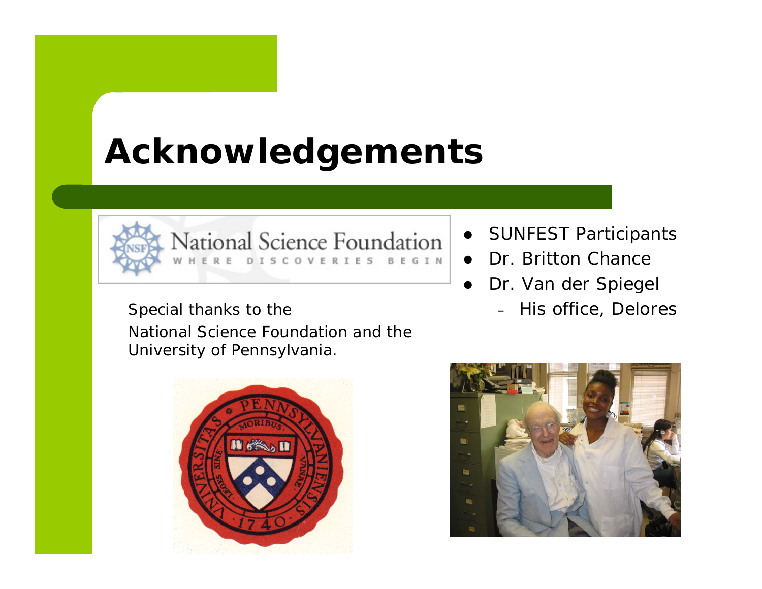# Acknowledgements

Special thanks to the National Science Foundation and the University of Pennsylvania.

- SUNFEST Participants
- Dr. Britton Chance
- Dr. Van der Spiegel
  - His office, Delores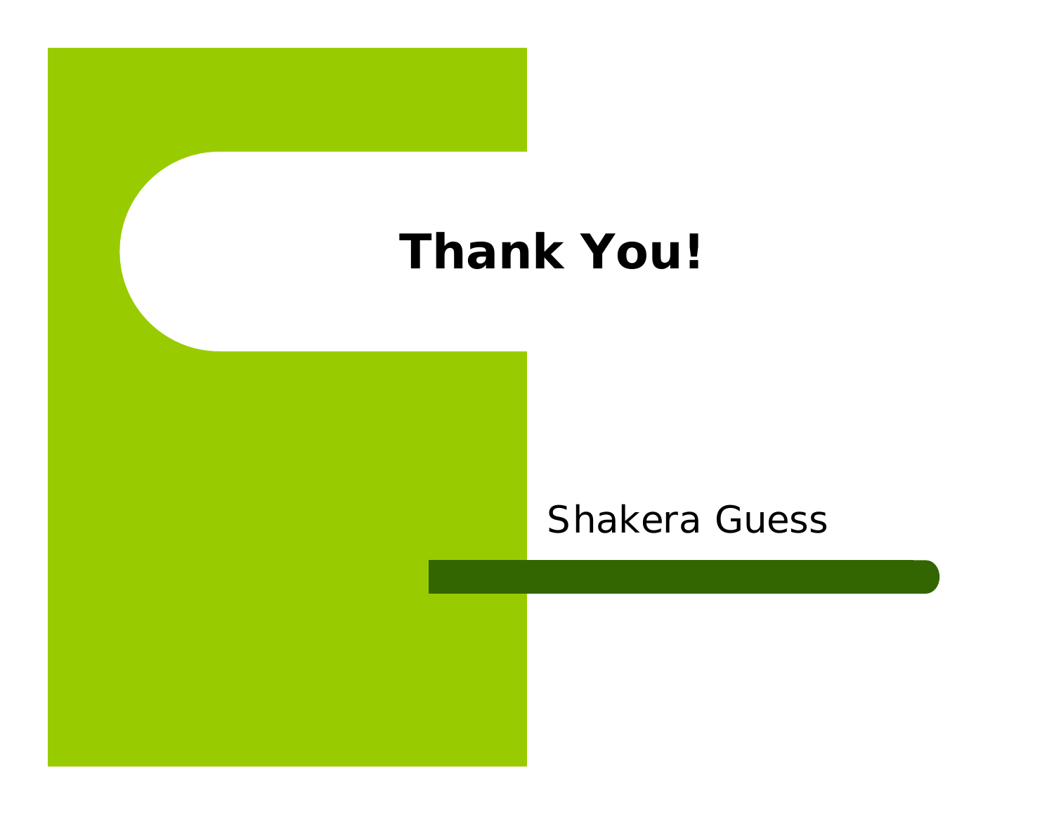# Thank You!

Shakera Guess